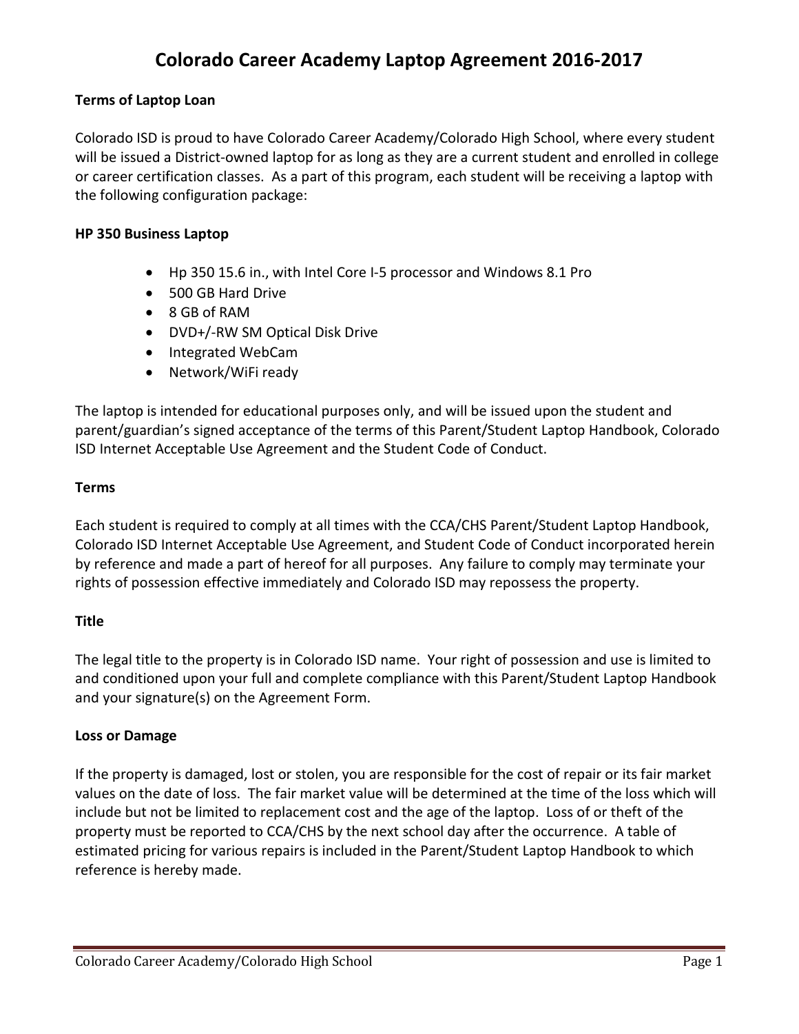# Colorado Career Academy Laptop Agreement 2016-2017

**Terms of Laptop Loan**

Colorado ISD is proud to have Colorado Career Academy/Colorado High School, where every student will be issued a District-owned laptop for as long as they are a current student and enrolled in college or career certification classes. As a part of this program, each student will be receiving a laptop with the following configuration package:

**HP 350 Business Laptop**

- Hp 350 15.6 in., with Intel Core I-5 processor and Windows 8.1 Pro
- 500 GB Hard Drive
- 8 GB of RAM
- DVD+/-RW SM Optical Disk Drive
- Integrated WebCam
- Network/WiFi ready

The laptop is intended for educational purposes only, and will be issued upon the student and parent/guardian's signed acceptance of the terms of this Parent/Student Laptop Handbook, Colorado ISD Internet Acceptable Use Agreement and the Student Code of Conduct.

**Terms**

Each student is required to comply at all times with the CCA/CHS Parent/Student Laptop Handbook, Colorado ISD Internet Acceptable Use Agreement, and Student Code of Conduct incorporated herein by reference and made a part of hereof for all purposes. Any failure to comply may terminate your rights of possession effective immediately and Colorado ISD may repossess the property.

**Title**

The legal title to the property is in Colorado ISD name. Your right of possession and use is limited to and conditioned upon your full and complete compliance with this Parent/Student Laptop Handbook and your signature(s) on the Agreement Form.

**Loss or Damage**

If the property is damaged, lost or stolen, you are responsible for the cost of repair or its fair market values on the date of loss. The fair market value will be determined at the time of the loss which will include but not be limited to replacement cost and the age of the laptop. Loss of or theft of the property must be reported to CCA/CHS by the next school day after the occurrence. A table of estimated pricing for various repairs is included in the Parent/Student Laptop Handbook to which reference is hereby made.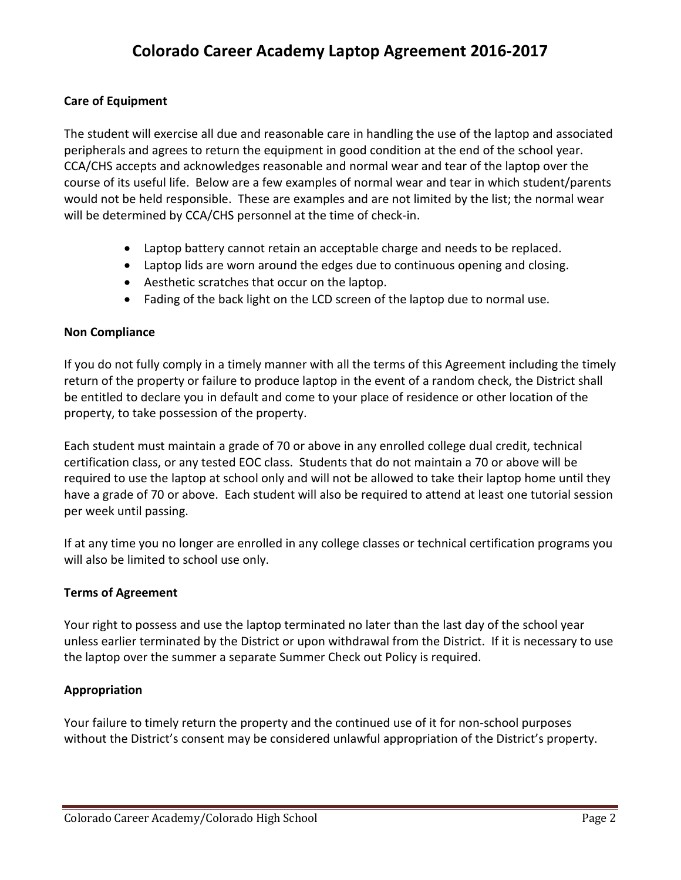# Colorado Career Academy Laptop Agreement 2016-2017

**Care of Equipment**

The student will exercise all due and reasonable care in handling the use of the laptop and associated peripherals and agrees to return the equipment in good condition at the end of the school year. CCA/CHS accepts and acknowledges reasonable and normal wear and tear of the laptop over the course of its useful life. Below are a few examples of normal wear and tear in which student/parents would not be held responsible. These are examples and are not limited by the list; the normal wear will be determined by CCA/CHS personnel at the time of check-in.

- Laptop battery cannot retain an acceptable charge and needs to be replaced.
- Laptop lids are worn around the edges due to continuous opening and closing.
- Aesthetic scratches that occur on the laptop.
- Fading of the back light on the LCD screen of the laptop due to normal use.

**Non Compliance**

If you do not fully comply in a timely manner with all the terms of this Agreement including the timely return of the property or failure to produce laptop in the event of a random check, the District shall be entitled to declare you in default and come to your place of residence or other location of the property, to take possession of the property.

Each student must maintain a grade of 70 or above in any enrolled college dual credit, technical certification class, or any tested EOC class. Students that do not maintain a 70 or above will be required to use the laptop at school only and will not be allowed to take their laptop home until they have a grade of 70 or above. Each student will also be required to attend at least one tutorial session per week until passing.

If at any time you no longer are enrolled in any college classes or technical certification programs you will also be limited to school use only.

**Terms of Agreement**

Your right to possess and use the laptop terminated no later than the last day of the school year unless earlier terminated by the District or upon withdrawal from the District. If it is necessary to use the laptop over the summer a separate Summer Check out Policy is required.

**Appropriation**

Your failure to timely return the property and the continued use of it for non-school purposes without the District's consent may be considered unlawful appropriation of the District's property.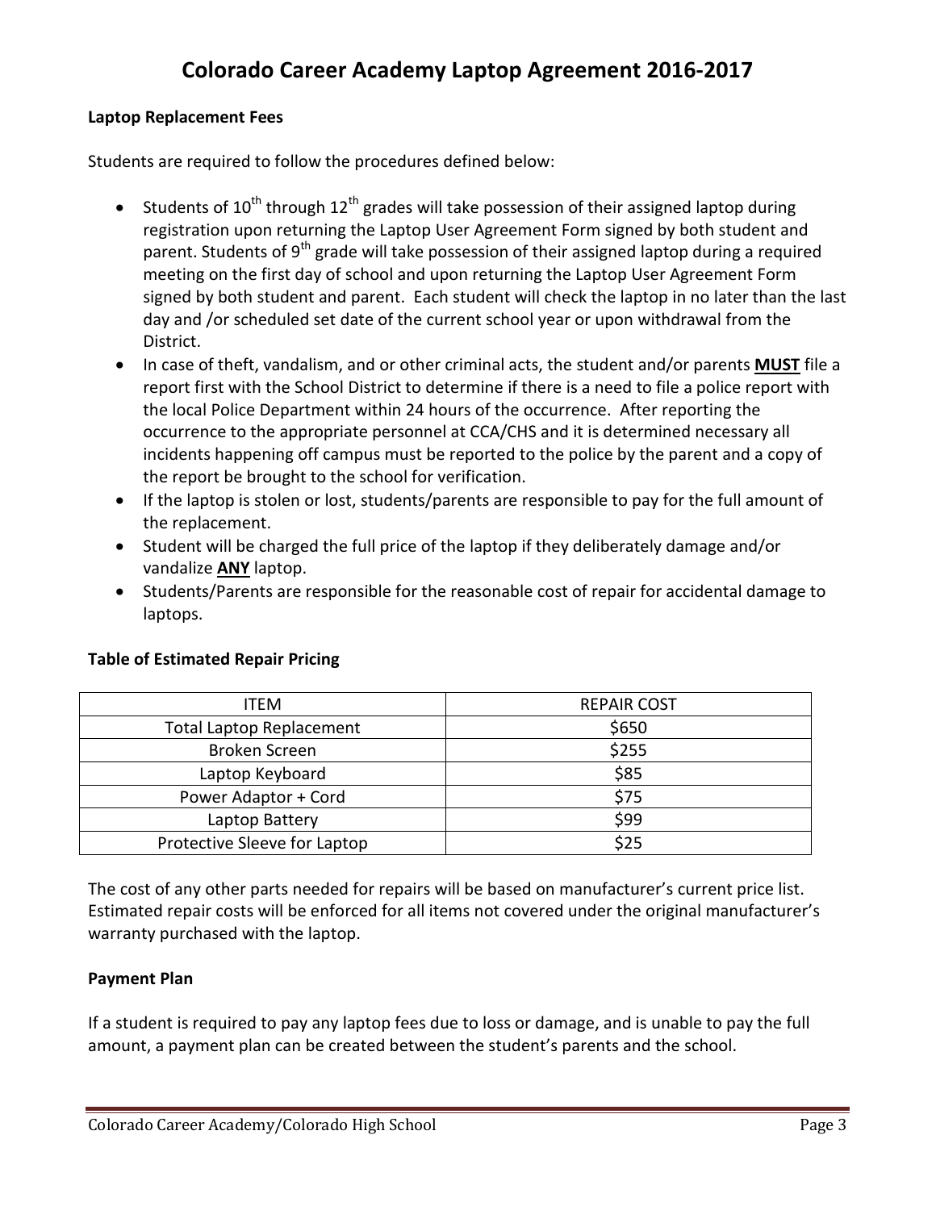# Colorado Career Academy Laptop Agreement 2016-2017

**Laptop Replacement Fees**

Students are required to follow the procedures defined below:

- Students of 10th through 12th grades will take possession of their assigned laptop during registration upon returning the Laptop User Agreement Form signed by both student and parent. Students of 9th grade will take possession of their assigned laptop during a required meeting on the first day of school and upon returning the Laptop User Agreement Form signed by both student and parent. Each student will check the laptop in no later than the last day and /or scheduled set date of the current school year or upon withdrawal from the District.
- In case of theft, vandalism, and or other criminal acts, the student and/or parents **MUST** file a report first with the School District to determine if there is a need to file a police report with the local Police Department within 24 hours of the occurrence. After reporting the occurrence to the appropriate personnel at CCA/CHS and it is determined necessary all incidents happening off campus must be reported to the police by the parent and a copy of the report be brought to the school for verification.
- If the laptop is stolen or lost, students/parents are responsible to pay for the full amount of the replacement.
- Student will be charged the full price of the laptop if they deliberately damage and/or vandalize **ANY** laptop.
- Students/Parents are responsible for the reasonable cost of repair for accidental damage to laptops.

**Table of Estimated Repair Pricing**

| ITEM | REPAIR COST |
|---|---|
| Total Laptop Replacement | $650 |
| Broken Screen | $255 |
| Laptop Keyboard | $85 |
| Power Adaptor + Cord | $75 |
| Laptop Battery | $99 |
| Protective Sleeve for Laptop | $25 |

The cost of any other parts needed for repairs will be based on manufacturer's current price list. Estimated repair costs will be enforced for all items not covered under the original manufacturer's warranty purchased with the laptop.

**Payment Plan**

If a student is required to pay any laptop fees due to loss or damage, and is unable to pay the full amount, a payment plan can be created between the student's parents and the school.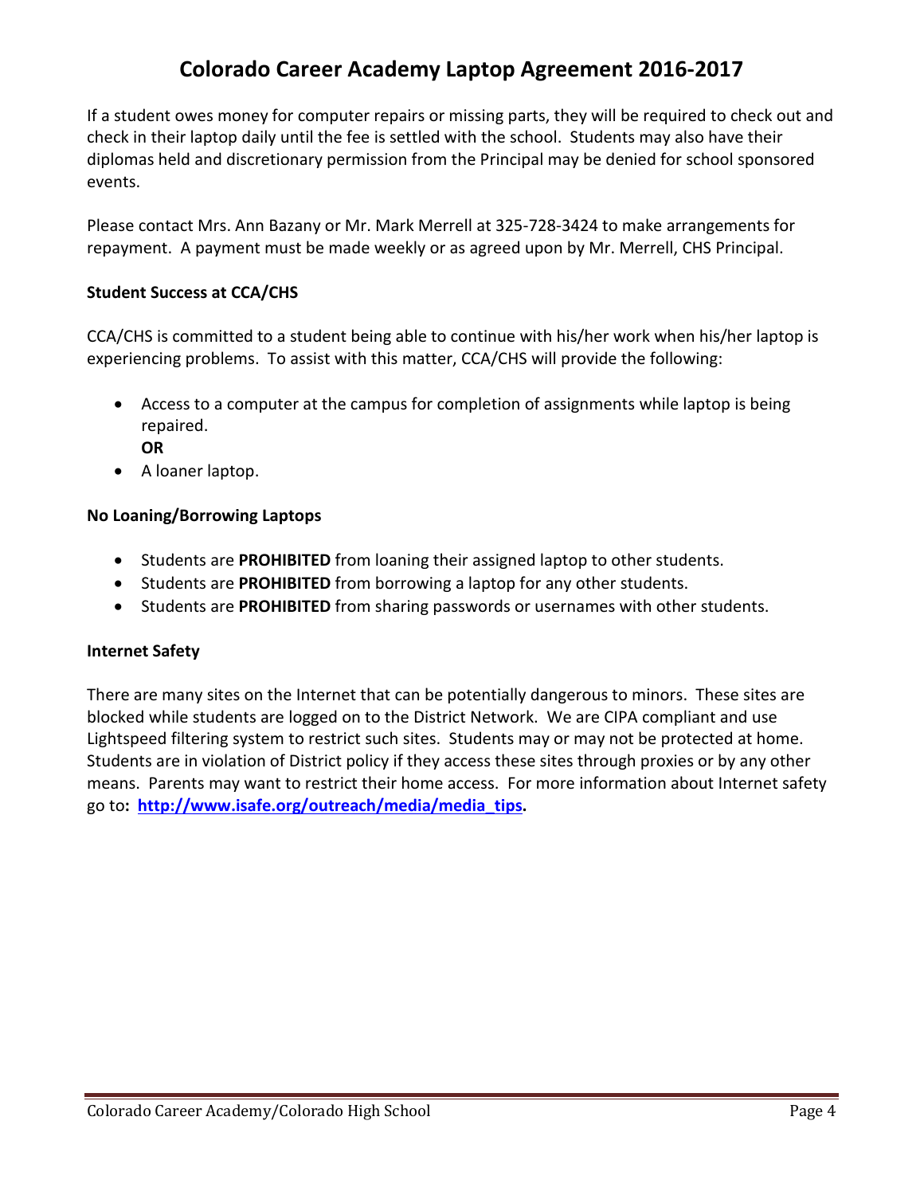# Colorado Career Academy Laptop Agreement 2016-2017

If a student owes money for computer repairs or missing parts, they will be required to check out and check in their laptop daily until the fee is settled with the school. Students may also have their diplomas held and discretionary permission from the Principal may be denied for school sponsored events.

Please contact Mrs. Ann Bazany or Mr. Mark Merrell at 325-728-3424 to make arrangements for repayment. A payment must be made weekly or as agreed upon by Mr. Merrell, CHS Principal.

**Student Success at CCA/CHS**

CCA/CHS is committed to a student being able to continue with his/her work when his/her laptop is experiencing problems. To assist with this matter, CCA/CHS will provide the following:

- Access to a computer at the campus for completion of assignments while laptop is being repaired.
  **OR**
- A loaner laptop.

**No Loaning/Borrowing Laptops**

- Students are **PROHIBITED** from loaning their assigned laptop to other students.
- Students are **PROHIBITED** from borrowing a laptop for any other students.
- Students are **PROHIBITED** from sharing passwords or usernames with other students.

**Internet Safety**

There are many sites on the Internet that can be potentially dangerous to minors. These sites are blocked while students are logged on to the District Network. We are CIPA compliant and use Lightspeed filtering system to restrict such sites. Students may or may not be protected at home. Students are in violation of District policy if they access these sites through proxies or by any other means. Parents may want to restrict their home access. For more information about Internet safety go to**:** **http://www.isafe.org/outreach/media/media_tips.**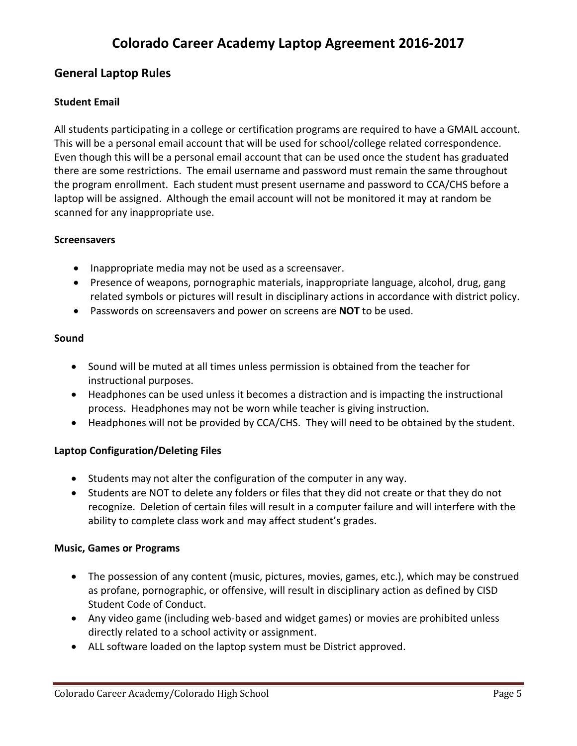# Colorado Career Academy Laptop Agreement 2016-2017

## General Laptop Rules

### Student Email

All students participating in a college or certification programs are required to have a GMAIL account. This will be a personal email account that will be used for school/college related correspondence. Even though this will be a personal email account that can be used once the student has graduated there are some restrictions. The email username and password must remain the same throughout the program enrollment. Each student must present username and password to CCA/CHS before a laptop will be assigned. Although the email account will not be monitored it may at random be scanned for any inappropriate use.

### Screensavers

- Inappropriate media may not be used as a screensaver.
- Presence of weapons, pornographic materials, inappropriate language, alcohol, drug, gang related symbols or pictures will result in disciplinary actions in accordance with district policy.
- Passwords on screensavers and power on screens are **NOT** to be used.

### Sound

- Sound will be muted at all times unless permission is obtained from the teacher for instructional purposes.
- Headphones can be used unless it becomes a distraction and is impacting the instructional process. Headphones may not be worn while teacher is giving instruction.
- Headphones will not be provided by CCA/CHS. They will need to be obtained by the student.

### Laptop Configuration/Deleting Files

- Students may not alter the configuration of the computer in any way.
- Students are NOT to delete any folders or files that they did not create or that they do not recognize. Deletion of certain files will result in a computer failure and will interfere with the ability to complete class work and may affect student's grades.

### Music, Games or Programs

- The possession of any content (music, pictures, movies, games, etc.), which may be construed as profane, pornographic, or offensive, will result in disciplinary action as defined by CISD Student Code of Conduct.
- Any video game (including web-based and widget games) or movies are prohibited unless directly related to a school activity or assignment.
- ALL software loaded on the laptop system must be District approved.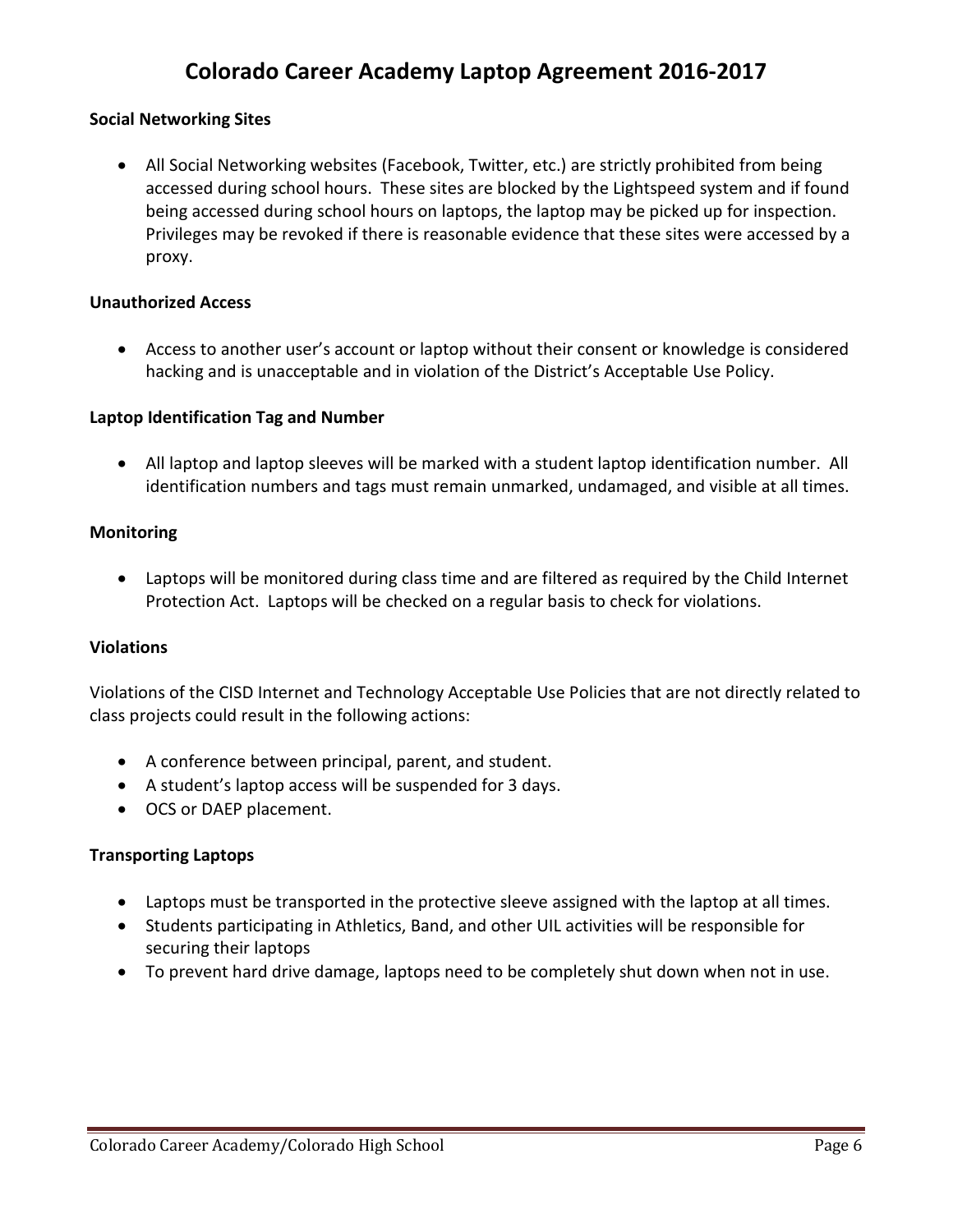# Colorado Career Academy Laptop Agreement 2016-2017

**Social Networking Sites**

- All Social Networking websites (Facebook, Twitter, etc.) are strictly prohibited from being accessed during school hours. These sites are blocked by the Lightspeed system and if found being accessed during school hours on laptops, the laptop may be picked up for inspection. Privileges may be revoked if there is reasonable evidence that these sites were accessed by a proxy.

**Unauthorized Access**

- Access to another user's account or laptop without their consent or knowledge is considered hacking and is unacceptable and in violation of the District's Acceptable Use Policy.

**Laptop Identification Tag and Number**

- All laptop and laptop sleeves will be marked with a student laptop identification number. All identification numbers and tags must remain unmarked, undamaged, and visible at all times.

**Monitoring**

- Laptops will be monitored during class time and are filtered as required by the Child Internet Protection Act. Laptops will be checked on a regular basis to check for violations.

**Violations**

Violations of the CISD Internet and Technology Acceptable Use Policies that are not directly related to class projects could result in the following actions:

- A conference between principal, parent, and student.
- A student's laptop access will be suspended for 3 days.
- OCS or DAEP placement.

**Transporting Laptops**

- Laptops must be transported in the protective sleeve assigned with the laptop at all times.
- Students participating in Athletics, Band, and other UIL activities will be responsible for securing their laptops
- To prevent hard drive damage, laptops need to be completely shut down when not in use.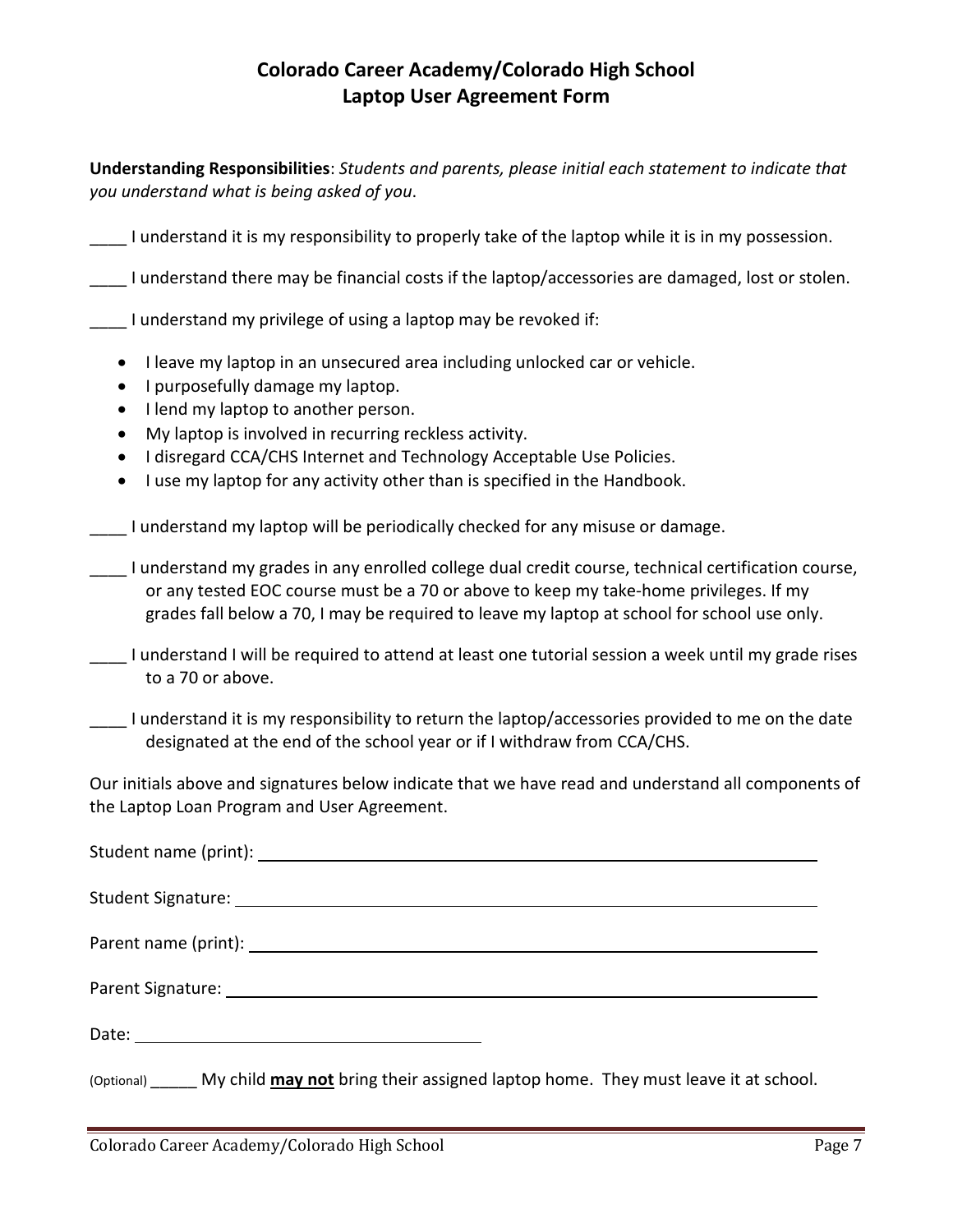# Colorado Career Academy/Colorado High School
## Laptop User Agreement Form

**Understanding Responsibilities**: *Students and parents, please initial each statement to indicate that you understand what is being asked of you.*

____ I understand it is my responsibility to properly take of the laptop while it is in my possession.

____ I understand there may be financial costs if the laptop/accessories are damaged, lost or stolen.

____ I understand my privilege of using a laptop may be revoked if:

- I leave my laptop in an unsecured area including unlocked car or vehicle.
- I purposefully damage my laptop.
- I lend my laptop to another person.
- My laptop is involved in recurring reckless activity.
- I disregard CCA/CHS Internet and Technology Acceptable Use Policies.
- I use my laptop for any activity other than is specified in the Handbook.

____ I understand my laptop will be periodically checked for any misuse or damage.

____ I understand my grades in any enrolled college dual credit course, technical certification course, or any tested EOC course must be a 70 or above to keep my take-home privileges. If my grades fall below a 70, I may be required to leave my laptop at school for school use only.

____ I understand I will be required to attend at least one tutorial session a week until my grade rises to a 70 or above.

____ I understand it is my responsibility to return the laptop/accessories provided to me on the date designated at the end of the school year or if I withdraw from CCA/CHS.

Our initials above and signatures below indicate that we have read and understand all components of the Laptop Loan Program and User Agreement.

Student name (print): ______________________________________________

Student Signature: ______________________________________________

Parent name (print): ______________________________________________

Parent Signature: ______________________________________________

Date: ____________________________

(Optional) _____ My child **may not** bring their assigned laptop home. They must leave it at school.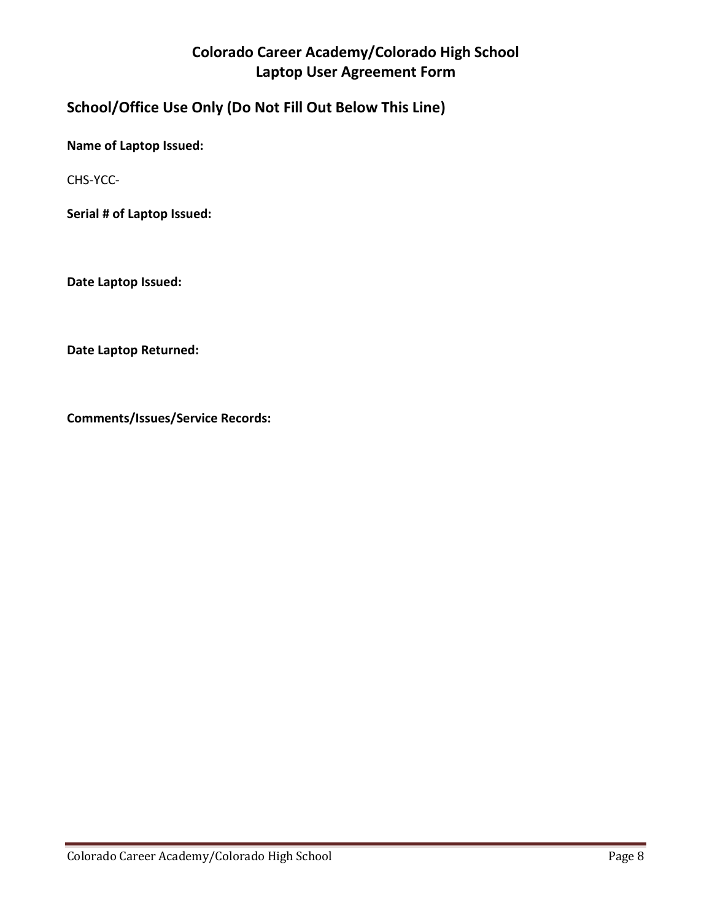# Colorado Career Academy/Colorado High School
# Laptop User Agreement Form

## School/Office Use Only (Do Not Fill Out Below This Line)

**Name of Laptop Issued:**

CHS-YCC-

**Serial # of Laptop Issued:**

**Date Laptop Issued:**

**Date Laptop Returned:**

**Comments/Issues/Service Records:**